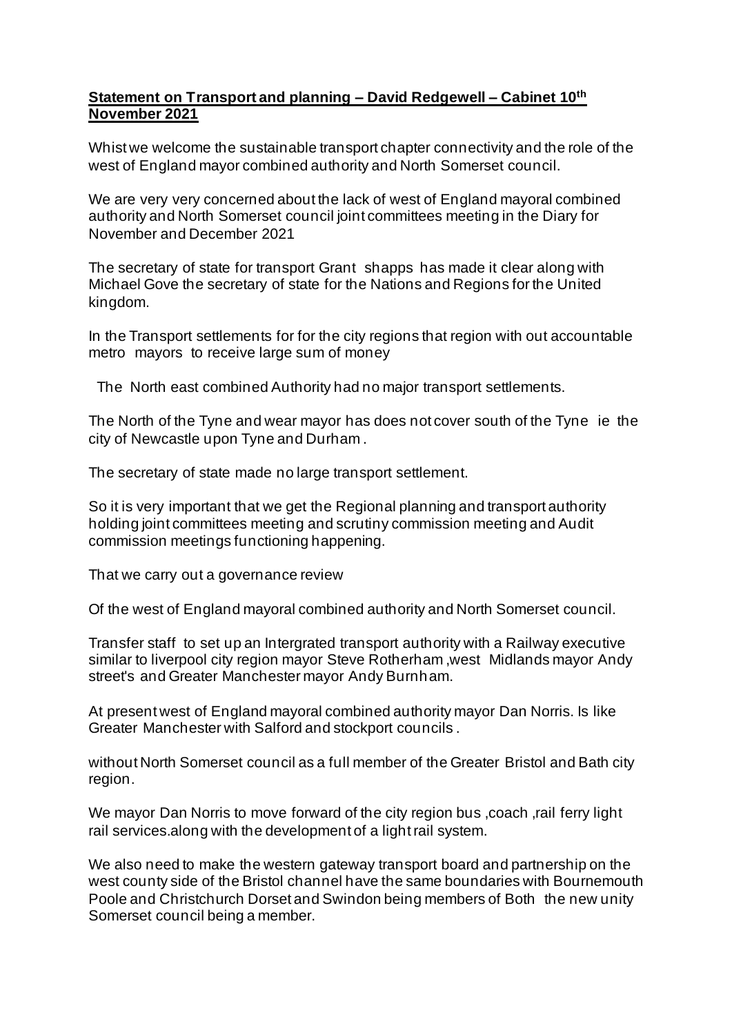**Statement on Transport and planning – David Redgewell – Cabinet 10th November 2021**

Whist we welcome the sustainable transport chapter connectivity and the role of the west of England mayor combined authority and North Somerset council.

We are very very concerned about the lack of west of England mayoral combined authority and North Somerset council joint committees meeting in the Diary for November and December 2021

The secretary of state for transport Grant shapps has made it clear along with Michael Gove the secretary of state for the Nations and Regions for the United kingdom.

In the Transport settlements for for the city regions that region with out accountable metro mayors to receive large sum of money

The North east combined Authority had no major transport settlements.

The North of the Tyne and wear mayor has does not cover south of the Tyne ie the city of Newcastle upon Tyne and Durham .

The secretary of state made no large transport settlement.

So it is very important that we get the Regional planning and transport authority holding joint committees meeting and scrutiny commission meeting and Audit commission meetings functioning happening.

That we carry out a governance review

Of the west of England mayoral combined authority and North Somerset council.

Transfer staff to set up an Intergrated transport authority with a Railway executive similar to liverpool city region mayor Steve Rotherham ,west Midlands mayor Andy street's and Greater Manchester mayor Andy Burnham.

At present west of England mayoral combined authority mayor Dan Norris. Is like Greater Manchester with Salford and stockport councils .

without North Somerset council as a full member of the Greater Bristol and Bath city region.

We mayor Dan Norris to move forward of the city region bus ,coach ,rail ferry light rail services.along with the development of a light rail system.

We also need to make the western gateway transport board and partnership on the west county side of the Bristol channel have the same boundaries with Bournemouth Poole and Christchurch Dorset and Swindon being members of Both the new unity Somerset council being a member.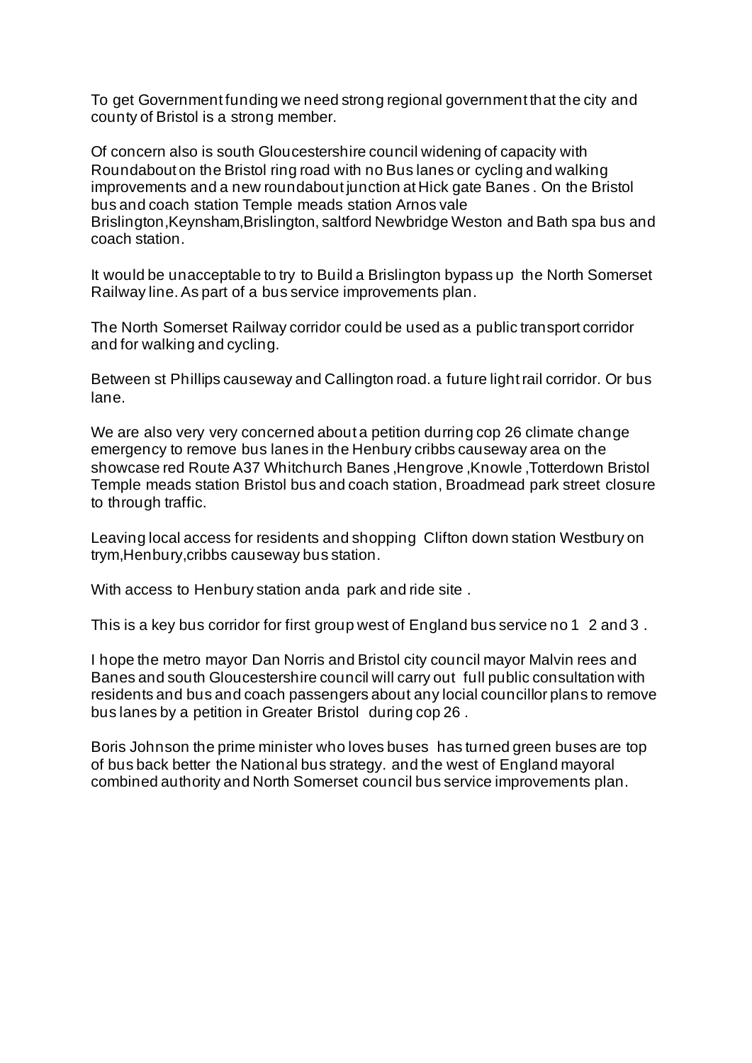To get Government funding we need strong regional government that the city and county of Bristol is a strong member.

Of concern also is south Gloucestershire council widening of capacity with Roundabout on the Bristol ring road with no Bus lanes or cycling and walking improvements and a new roundabout junction at Hick gate Banes . On the Bristol bus and coach station Temple meads station Arnos vale Brislington,Keynsham,Brislington, saltford Newbridge Weston and Bath spa bus and coach station.

It would be unacceptable to try to Build a Brislington bypass up the North Somerset Railway line. As part of a bus service improvements plan.

The North Somerset Railway corridor could be used as a public transport corridor and for walking and cycling.

Between st Phillips causeway and Callington road. a future light rail corridor. Or bus lane.

We are also very very concerned about a petition durring cop 26 climate change emergency to remove bus lanes in the Henbury cribbs causeway area on the showcase red Route A37 Whitchurch Banes ,Hengrove ,Knowle ,Totterdown Bristol Temple meads station Bristol bus and coach station, Broadmead park street closure to through traffic.

Leaving local access for residents and shopping Clifton down station Westbury on trym,Henbury,cribbs causeway bus station.

With access to Henbury station anda park and ride site .

This is a key bus corridor for first group west of England bus service no 1 2 and 3 .

I hope the metro mayor Dan Norris and Bristol city council mayor Malvin rees and Banes and south Gloucestershire council will carry out full public consultation with residents and bus and coach passengers about any locial councillor plans to remove bus lanes by a petition in Greater Bristol during cop 26 .

Boris Johnson the prime minister who loves buses has turned green buses are top of bus back better the National bus strategy. and the west of England mayoral combined authority and North Somerset council bus service improvements plan.